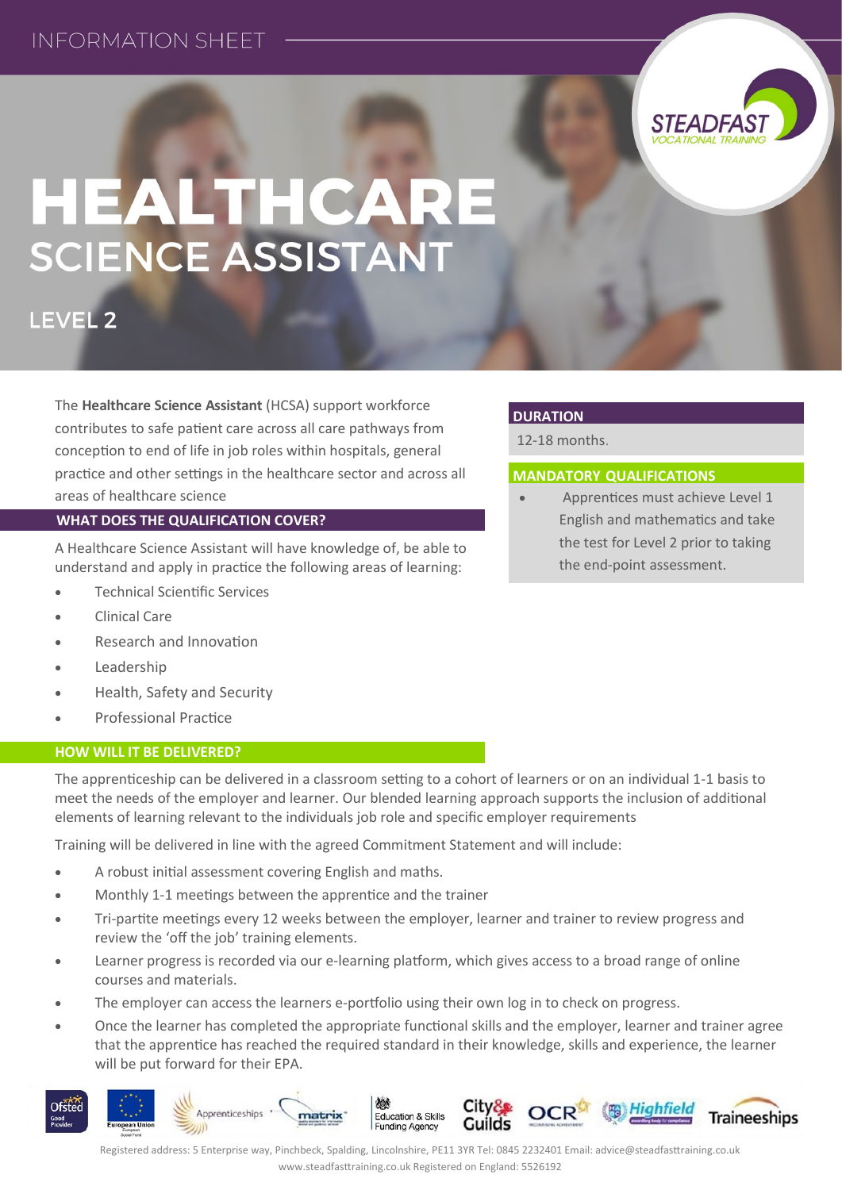INFORMATION SHEET

# HEALTHCARE SCIENCE ASSISTANT

## LEVEL 2

The **Healthcare Science Assistant** (HCSA) support workforce contributes to safe patient care across all care pathways from conception to end of life in job roles within hospitals, general practice and other settings in the healthcare sector and across all areas of healthcare science

### WHAT DOES THE QUALIFICATION COVER?

A Healthcare Science Assistant will have knowledge of, be able to understand and apply in practice the following areas of learning:

- Technical Scientific Services
- Clinical Care
- Research and Innovation
- Leadership
- Health, Safety and Security
- Professional Practice

### DURATION

12-18 months.

### MANDATORY QUALIFICATIONS

- Apprentices must achieve Level 1 English and mathematics and take the test for Level 2 prior to taking the end-point assessment.

### HOW WILL IT BE DELIVERED?

The apprenticeship can be delivered in a classroom setting to a cohort of learners or on an individual 1-1 basis to meet the needs of the employer and learner. Our blended learning approach supports the inclusion of additional elements of learning relevant to the individuals job role and specific employer requirements

Training will be delivered in line with the agreed Commitment Statement and will include:

- A robust initial assessment covering English and maths.
- Monthly 1-1 meetings between the apprentice and the trainer
- Tri-partite meetings every 12 weeks between the employer, learner and trainer to review progress and review the 'off the job' training elements.
- Learner progress is recorded via our e-learning platform, which gives access to a broad range of online courses and materials.
- The employer can access the learners e-portfolio using their own log in to check on progress.
- Once the learner has completed the appropriate functional skills and the employer, learner and trainer agree that the apprentice has reached the required standard in their knowledge, skills and experience, the learner will be put forward for their EPA.

Registered address: 5 Enterprise way, Pinchbeck, Spalding, Lincolnshire, PE11 3YR Tel: 0845 2232401 Email: advice@steadfasttraining.co.uk www.steadfasttraining.co.uk Registered on England: 5526192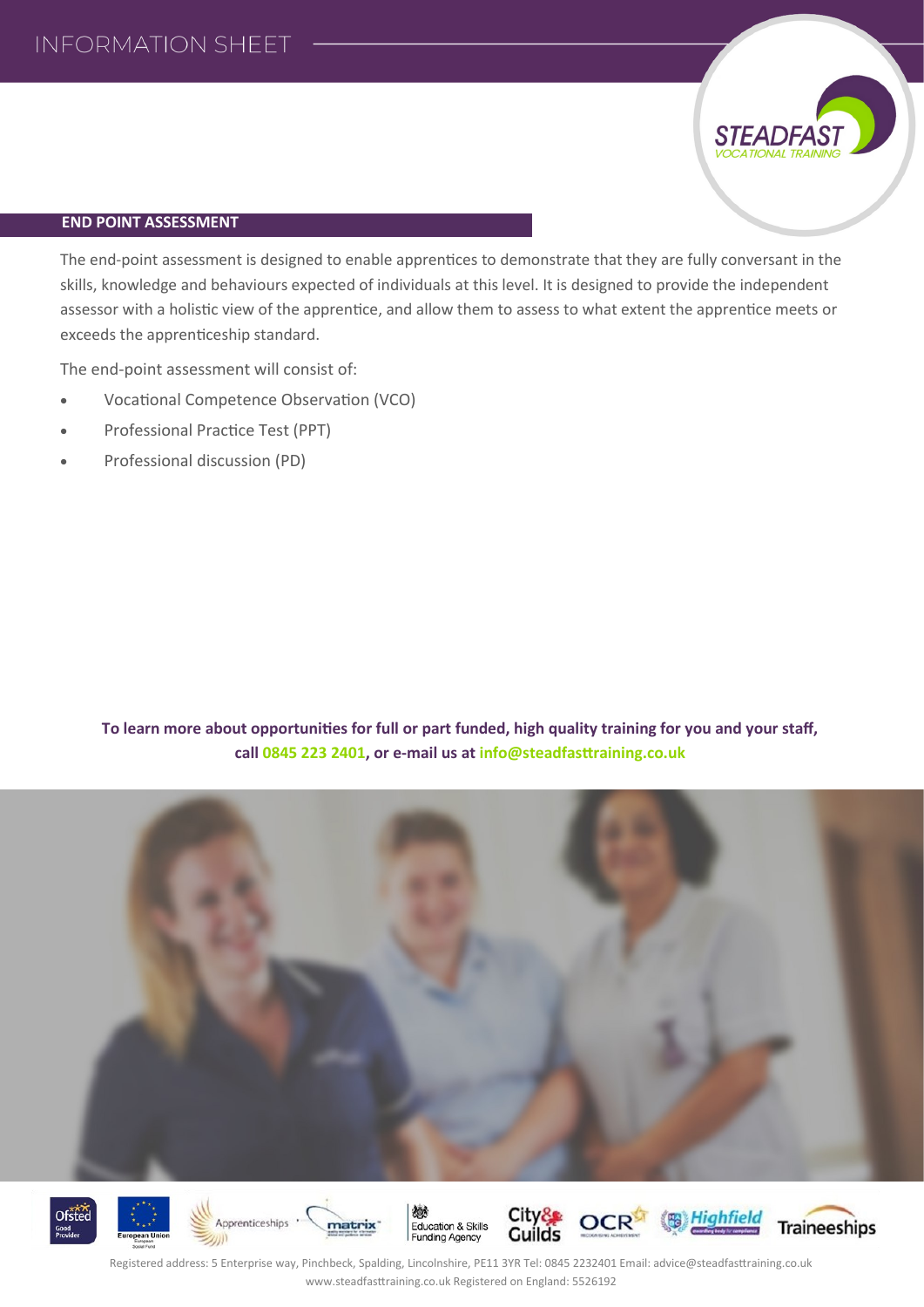## END POINT ASSESSMENT

The end-point assessment is designed to enable apprentices to demonstrate that they are fully conversant in the skills, knowledge and behaviours expected of individuals at this level. It is designed to provide the independent assessor with a holistic view of the apprentice, and allow them to assess to what extent the apprentice meets or exceeds the apprenticeship standard.

The end-point assessment will consist of:

- Vocational Competence Observation (VCO)
- Professional Practice Test (PPT)
- Professional discussion (PD)

**To learn more about opportunities for full or part funded, high quality training for you and your staff, call 0845 223 2401, or e-mail us at info@steadfasttraining.co.uk**

Registered address: 5 Enterprise way, Pinchbeck, Spalding, Lincolnshire, PE11 3YR Tel: 0845 2232401 Email: advice@steadfasttraining.co.uk www.steadfasttraining.co.uk Registered on England: 5526192